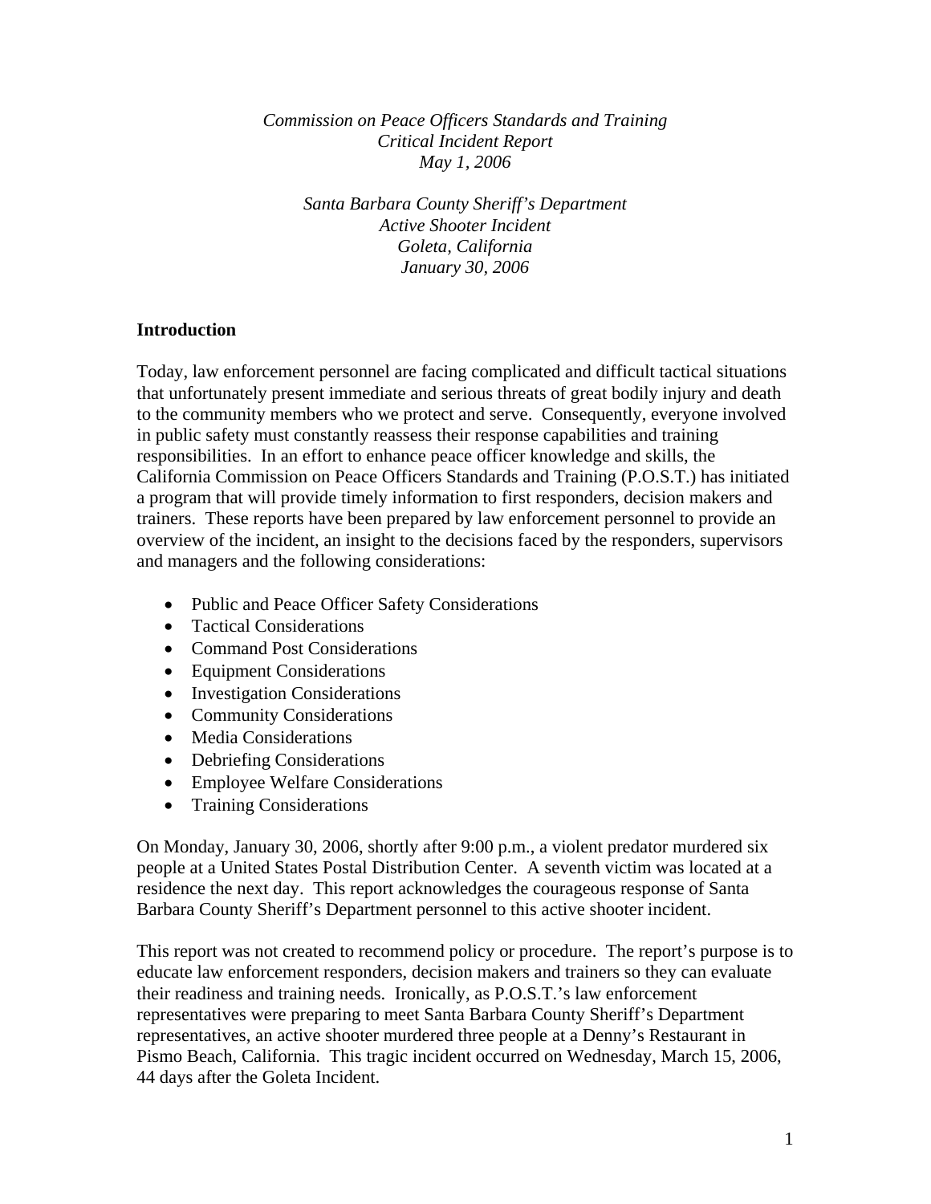*Commission on Peace Officers Standards and Training*
*Critical Incident Report*
*May 1, 2006*

*Santa Barbara County Sheriff's Department*
*Active Shooter Incident*
*Goleta, California*
*January 30, 2006*

## Introduction

Today, law enforcement personnel are facing complicated and difficult tactical situations that unfortunately present immediate and serious threats of great bodily injury and death to the community members who we protect and serve. Consequently, everyone involved in public safety must constantly reassess their response capabilities and training responsibilities. In an effort to enhance peace officer knowledge and skills, the California Commission on Peace Officers Standards and Training (P.O.S.T.) has initiated a program that will provide timely information to first responders, decision makers and trainers. These reports have been prepared by law enforcement personnel to provide an overview of the incident, an insight to the decisions faced by the responders, supervisors and managers and the following considerations:

- Public and Peace Officer Safety Considerations
- Tactical Considerations
- Command Post Considerations
- Equipment Considerations
- Investigation Considerations
- Community Considerations
- Media Considerations
- Debriefing Considerations
- Employee Welfare Considerations
- Training Considerations

On Monday, January 30, 2006, shortly after 9:00 p.m., a violent predator murdered six people at a United States Postal Distribution Center. A seventh victim was located at a residence the next day. This report acknowledges the courageous response of Santa Barbara County Sheriff's Department personnel to this active shooter incident.

This report was not created to recommend policy or procedure. The report's purpose is to educate law enforcement responders, decision makers and trainers so they can evaluate their readiness and training needs. Ironically, as P.O.S.T.'s law enforcement representatives were preparing to meet Santa Barbara County Sheriff's Department representatives, an active shooter murdered three people at a Denny's Restaurant in Pismo Beach, California. This tragic incident occurred on Wednesday, March 15, 2006, 44 days after the Goleta Incident.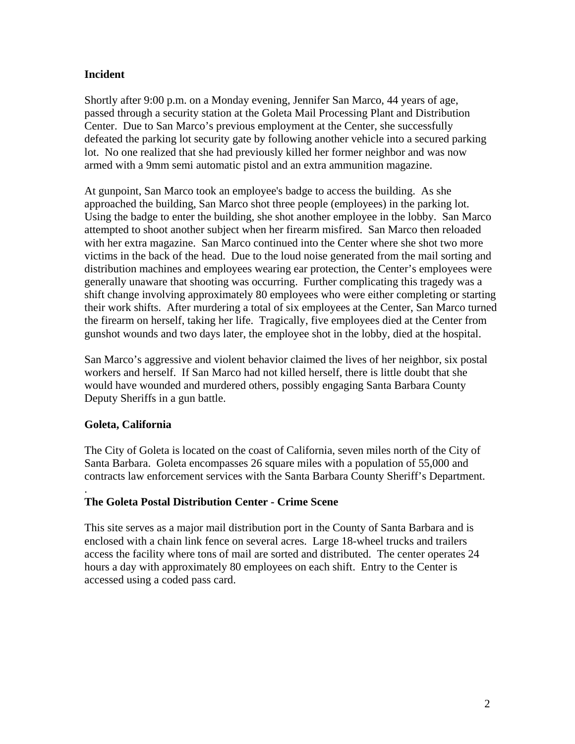## Incident

Shortly after 9:00 p.m. on a Monday evening, Jennifer San Marco, 44 years of age, passed through a security station at the Goleta Mail Processing Plant and Distribution Center. Due to San Marco's previous employment at the Center, she successfully defeated the parking lot security gate by following another vehicle into a secured parking lot. No one realized that she had previously killed her former neighbor and was now armed with a 9mm semi automatic pistol and an extra ammunition magazine.

At gunpoint, San Marco took an employee's badge to access the building. As she approached the building, San Marco shot three people (employees) in the parking lot. Using the badge to enter the building, she shot another employee in the lobby. San Marco attempted to shoot another subject when her firearm misfired. San Marco then reloaded with her extra magazine. San Marco continued into the Center where she shot two more victims in the back of the head. Due to the loud noise generated from the mail sorting and distribution machines and employees wearing ear protection, the Center's employees were generally unaware that shooting was occurring. Further complicating this tragedy was a shift change involving approximately 80 employees who were either completing or starting their work shifts. After murdering a total of six employees at the Center, San Marco turned the firearm on herself, taking her life. Tragically, five employees died at the Center from gunshot wounds and two days later, the employee shot in the lobby, died at the hospital.

San Marco's aggressive and violent behavior claimed the lives of her neighbor, six postal workers and herself. If San Marco had not killed herself, there is little doubt that she would have wounded and murdered others, possibly engaging Santa Barbara County Deputy Sheriffs in a gun battle.

## Goleta, California

The City of Goleta is located on the coast of California, seven miles north of the City of Santa Barbara. Goleta encompasses 26 square miles with a population of 55,000 and contracts law enforcement services with the Santa Barbara County Sheriff's Department.

.

## The Goleta Postal Distribution Center - Crime Scene

This site serves as a major mail distribution port in the County of Santa Barbara and is enclosed with a chain link fence on several acres. Large 18-wheel trucks and trailers access the facility where tons of mail are sorted and distributed. The center operates 24 hours a day with approximately 80 employees on each shift. Entry to the Center is accessed using a coded pass card.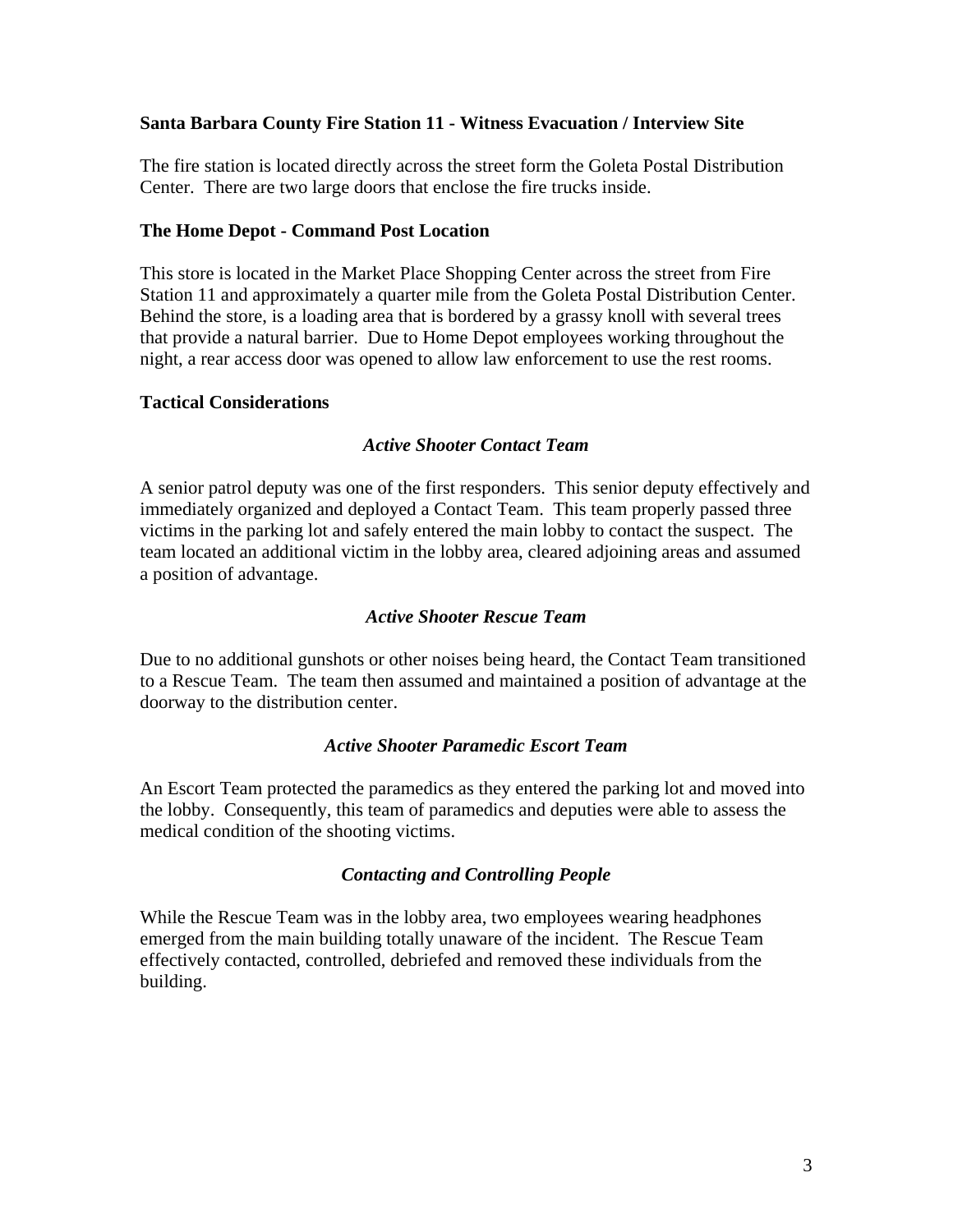**Santa Barbara County Fire Station 11 - Witness Evacuation / Interview Site**

The fire station is located directly across the street form the Goleta Postal Distribution Center. There are two large doors that enclose the fire trucks inside.

**The Home Depot - Command Post Location**

This store is located in the Market Place Shopping Center across the street from Fire Station 11 and approximately a quarter mile from the Goleta Postal Distribution Center. Behind the store, is a loading area that is bordered by a grassy knoll with several trees that provide a natural barrier. Due to Home Depot employees working throughout the night, a rear access door was opened to allow law enforcement to use the rest rooms.

**Tactical Considerations**

***Active Shooter Contact Team***

A senior patrol deputy was one of the first responders. This senior deputy effectively and immediately organized and deployed a Contact Team. This team properly passed three victims in the parking lot and safely entered the main lobby to contact the suspect. The team located an additional victim in the lobby area, cleared adjoining areas and assumed a position of advantage.

***Active Shooter Rescue Team***

Due to no additional gunshots or other noises being heard, the Contact Team transitioned to a Rescue Team. The team then assumed and maintained a position of advantage at the doorway to the distribution center.

***Active Shooter Paramedic Escort Team***

An Escort Team protected the paramedics as they entered the parking lot and moved into the lobby. Consequently, this team of paramedics and deputies were able to assess the medical condition of the shooting victims.

***Contacting and Controlling People***

While the Rescue Team was in the lobby area, two employees wearing headphones emerged from the main building totally unaware of the incident. The Rescue Team effectively contacted, controlled, debriefed and removed these individuals from the building.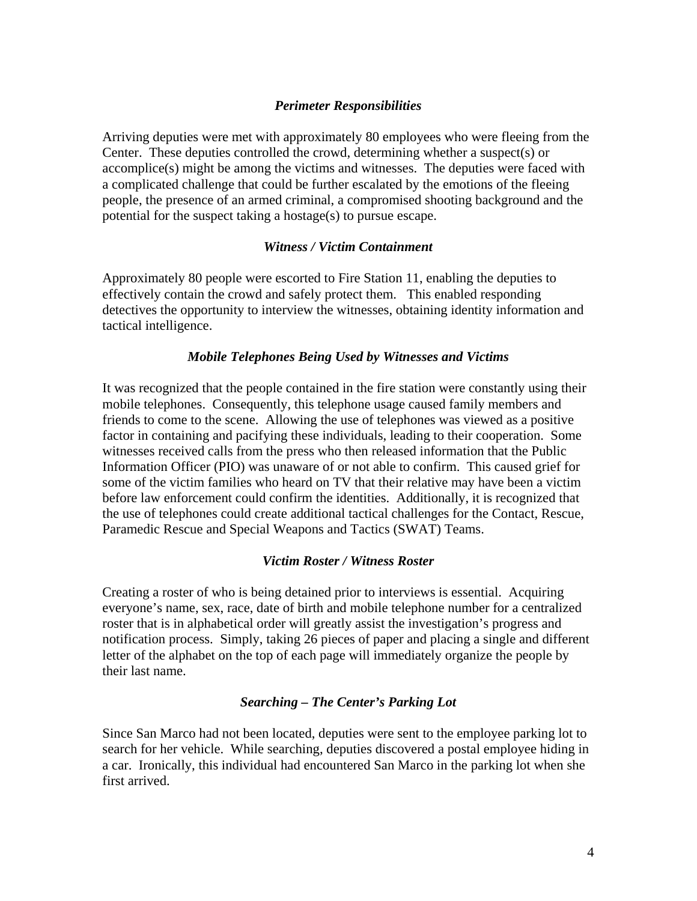### *Perimeter Responsibilities*

Arriving deputies were met with approximately 80 employees who were fleeing from the Center. These deputies controlled the crowd, determining whether a suspect(s) or accomplice(s) might be among the victims and witnesses. The deputies were faced with a complicated challenge that could be further escalated by the emotions of the fleeing people, the presence of an armed criminal, a compromised shooting background and the potential for the suspect taking a hostage(s) to pursue escape.

### *Witness / Victim Containment*

Approximately 80 people were escorted to Fire Station 11, enabling the deputies to effectively contain the crowd and safely protect them. This enabled responding detectives the opportunity to interview the witnesses, obtaining identity information and tactical intelligence.

### *Mobile Telephones Being Used by Witnesses and Victims*

It was recognized that the people contained in the fire station were constantly using their mobile telephones. Consequently, this telephone usage caused family members and friends to come to the scene. Allowing the use of telephones was viewed as a positive factor in containing and pacifying these individuals, leading to their cooperation. Some witnesses received calls from the press who then released information that the Public Information Officer (PIO) was unaware of or not able to confirm. This caused grief for some of the victim families who heard on TV that their relative may have been a victim before law enforcement could confirm the identities. Additionally, it is recognized that the use of telephones could create additional tactical challenges for the Contact, Rescue, Paramedic Rescue and Special Weapons and Tactics (SWAT) Teams.

### *Victim Roster / Witness Roster*

Creating a roster of who is being detained prior to interviews is essential. Acquiring everyone's name, sex, race, date of birth and mobile telephone number for a centralized roster that is in alphabetical order will greatly assist the investigation's progress and notification process. Simply, taking 26 pieces of paper and placing a single and different letter of the alphabet on the top of each page will immediately organize the people by their last name.

### *Searching – The Center's Parking Lot*

Since San Marco had not been located, deputies were sent to the employee parking lot to search for her vehicle. While searching, deputies discovered a postal employee hiding in a car. Ironically, this individual had encountered San Marco in the parking lot when she first arrived.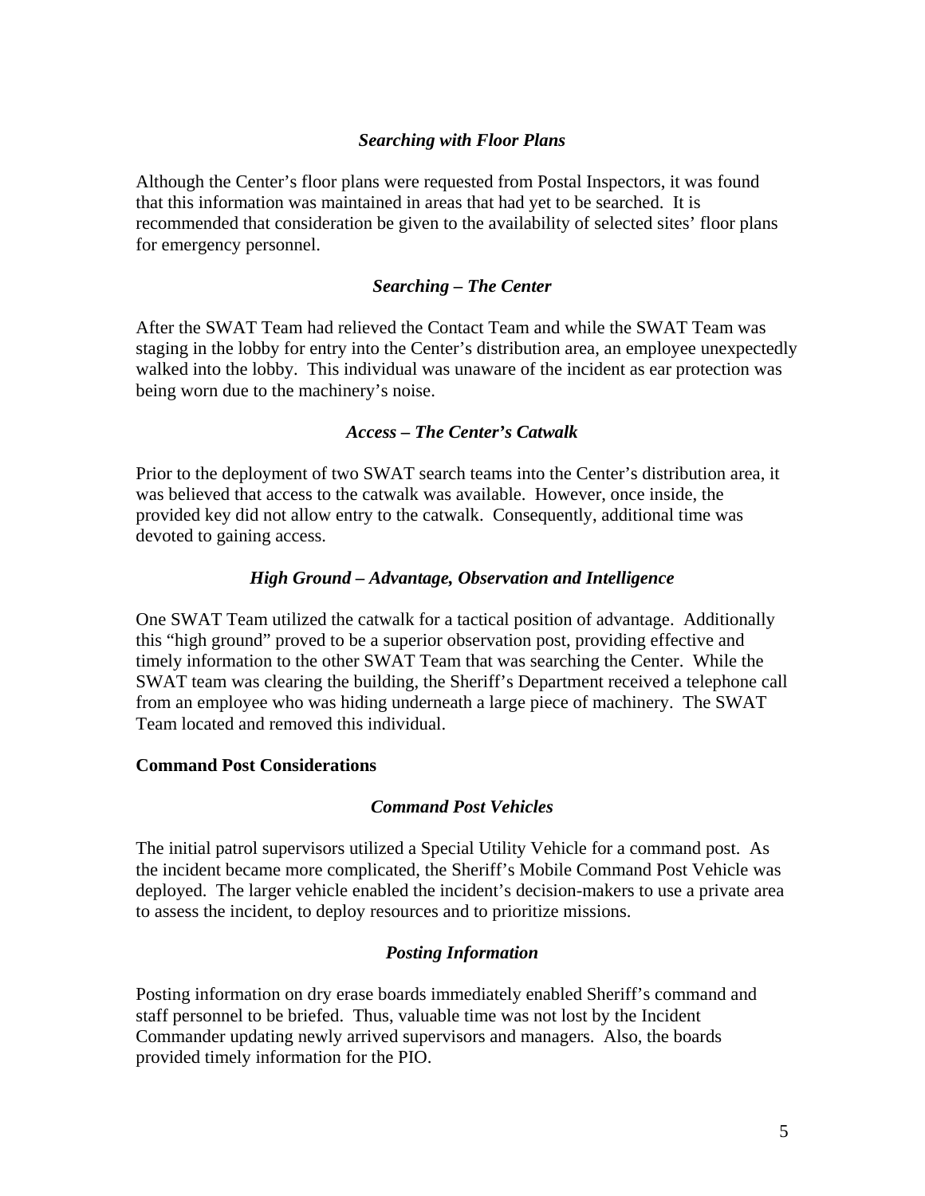### *Searching with Floor Plans*

Although the Center's floor plans were requested from Postal Inspectors, it was found that this information was maintained in areas that had yet to be searched. It is recommended that consideration be given to the availability of selected sites' floor plans for emergency personnel.

### *Searching – The Center*

After the SWAT Team had relieved the Contact Team and while the SWAT Team was staging in the lobby for entry into the Center's distribution area, an employee unexpectedly walked into the lobby. This individual was unaware of the incident as ear protection was being worn due to the machinery's noise.

### *Access – The Center's Catwalk*

Prior to the deployment of two SWAT search teams into the Center's distribution area, it was believed that access to the catwalk was available. However, once inside, the provided key did not allow entry to the catwalk. Consequently, additional time was devoted to gaining access.

### *High Ground – Advantage, Observation and Intelligence*

One SWAT Team utilized the catwalk for a tactical position of advantage. Additionally this "high ground" proved to be a superior observation post, providing effective and timely information to the other SWAT Team that was searching the Center. While the SWAT team was clearing the building, the Sheriff's Department received a telephone call from an employee who was hiding underneath a large piece of machinery. The SWAT Team located and removed this individual.

## Command Post Considerations

### *Command Post Vehicles*

The initial patrol supervisors utilized a Special Utility Vehicle for a command post. As the incident became more complicated, the Sheriff's Mobile Command Post Vehicle was deployed. The larger vehicle enabled the incident's decision-makers to use a private area to assess the incident, to deploy resources and to prioritize missions.

### *Posting Information*

Posting information on dry erase boards immediately enabled Sheriff's command and staff personnel to be briefed. Thus, valuable time was not lost by the Incident Commander updating newly arrived supervisors and managers. Also, the boards provided timely information for the PIO.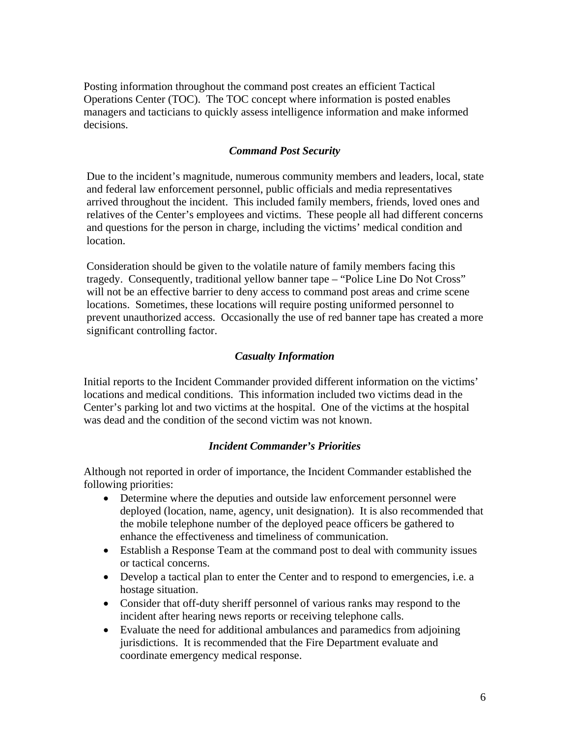Posting information throughout the command post creates an efficient Tactical Operations Center (TOC). The TOC concept where information is posted enables managers and tacticians to quickly assess intelligence information and make informed decisions.

### *Command Post Security*

Due to the incident's magnitude, numerous community members and leaders, local, state and federal law enforcement personnel, public officials and media representatives arrived throughout the incident. This included family members, friends, loved ones and relatives of the Center's employees and victims. These people all had different concerns and questions for the person in charge, including the victims' medical condition and location.

Consideration should be given to the volatile nature of family members facing this tragedy. Consequently, traditional yellow banner tape – "Police Line Do Not Cross" will not be an effective barrier to deny access to command post areas and crime scene locations. Sometimes, these locations will require posting uniformed personnel to prevent unauthorized access. Occasionally the use of red banner tape has created a more significant controlling factor.

### *Casualty Information*

Initial reports to the Incident Commander provided different information on the victims' locations and medical conditions. This information included two victims dead in the Center's parking lot and two victims at the hospital. One of the victims at the hospital was dead and the condition of the second victim was not known.

### *Incident Commander's Priorities*

Although not reported in order of importance, the Incident Commander established the following priorities:

- Determine where the deputies and outside law enforcement personnel were deployed (location, name, agency, unit designation). It is also recommended that the mobile telephone number of the deployed peace officers be gathered to enhance the effectiveness and timeliness of communication.
- Establish a Response Team at the command post to deal with community issues or tactical concerns.
- Develop a tactical plan to enter the Center and to respond to emergencies, i.e. a hostage situation.
- Consider that off-duty sheriff personnel of various ranks may respond to the incident after hearing news reports or receiving telephone calls.
- Evaluate the need for additional ambulances and paramedics from adjoining jurisdictions. It is recommended that the Fire Department evaluate and coordinate emergency medical response.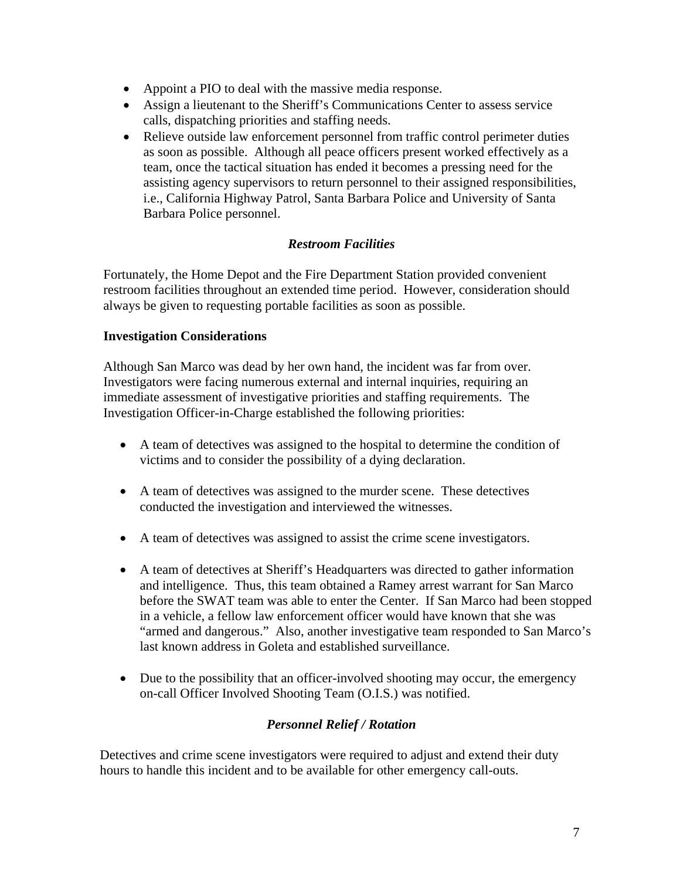- Appoint a PIO to deal with the massive media response.
- Assign a lieutenant to the Sheriff's Communications Center to assess service calls, dispatching priorities and staffing needs.
- Relieve outside law enforcement personnel from traffic control perimeter duties as soon as possible. Although all peace officers present worked effectively as a team, once the tactical situation has ended it becomes a pressing need for the assisting agency supervisors to return personnel to their assigned responsibilities, i.e., California Highway Patrol, Santa Barbara Police and University of Santa Barbara Police personnel.

### *Restroom Facilities*

Fortunately, the Home Depot and the Fire Department Station provided convenient restroom facilities throughout an extended time period. However, consideration should always be given to requesting portable facilities as soon as possible.

**Investigation Considerations**

Although San Marco was dead by her own hand, the incident was far from over. Investigators were facing numerous external and internal inquiries, requiring an immediate assessment of investigative priorities and staffing requirements. The Investigation Officer-in-Charge established the following priorities:

- A team of detectives was assigned to the hospital to determine the condition of victims and to consider the possibility of a dying declaration.

- A team of detectives was assigned to the murder scene. These detectives conducted the investigation and interviewed the witnesses.

- A team of detectives was assigned to assist the crime scene investigators.

- A team of detectives at Sheriff's Headquarters was directed to gather information and intelligence. Thus, this team obtained a Ramey arrest warrant for San Marco before the SWAT team was able to enter the Center. If San Marco had been stopped in a vehicle, a fellow law enforcement officer would have known that she was "armed and dangerous." Also, another investigative team responded to San Marco's last known address in Goleta and established surveillance.

- Due to the possibility that an officer-involved shooting may occur, the emergency on-call Officer Involved Shooting Team (O.I.S.) was notified.

### *Personnel Relief / Rotation*

Detectives and crime scene investigators were required to adjust and extend their duty hours to handle this incident and to be available for other emergency call-outs.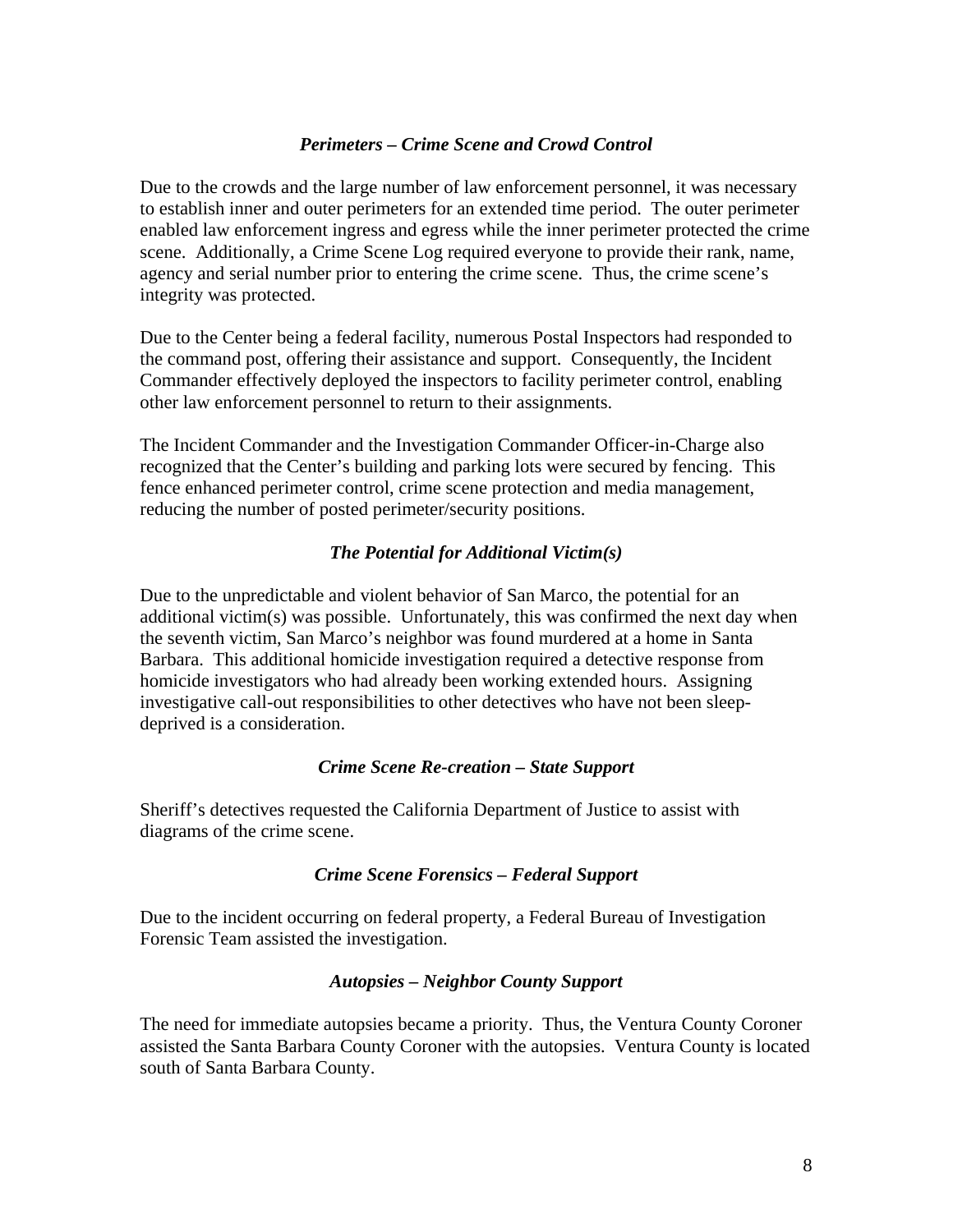### *Perimeters – Crime Scene and Crowd Control*

Due to the crowds and the large number of law enforcement personnel, it was necessary to establish inner and outer perimeters for an extended time period. The outer perimeter enabled law enforcement ingress and egress while the inner perimeter protected the crime scene. Additionally, a Crime Scene Log required everyone to provide their rank, name, agency and serial number prior to entering the crime scene. Thus, the crime scene's integrity was protected.

Due to the Center being a federal facility, numerous Postal Inspectors had responded to the command post, offering their assistance and support. Consequently, the Incident Commander effectively deployed the inspectors to facility perimeter control, enabling other law enforcement personnel to return to their assignments.

The Incident Commander and the Investigation Commander Officer-in-Charge also recognized that the Center's building and parking lots were secured by fencing. This fence enhanced perimeter control, crime scene protection and media management, reducing the number of posted perimeter/security positions.

### *The Potential for Additional Victim(s)*

Due to the unpredictable and violent behavior of San Marco, the potential for an additional victim(s) was possible. Unfortunately, this was confirmed the next day when the seventh victim, San Marco's neighbor was found murdered at a home in Santa Barbara. This additional homicide investigation required a detective response from homicide investigators who had already been working extended hours. Assigning investigative call-out responsibilities to other detectives who have not been sleep-deprived is a consideration.

### *Crime Scene Re-creation – State Support*

Sheriff's detectives requested the California Department of Justice to assist with diagrams of the crime scene.

### *Crime Scene Forensics – Federal Support*

Due to the incident occurring on federal property, a Federal Bureau of Investigation Forensic Team assisted the investigation.

### *Autopsies – Neighbor County Support*

The need for immediate autopsies became a priority. Thus, the Ventura County Coroner assisted the Santa Barbara County Coroner with the autopsies. Ventura County is located south of Santa Barbara County.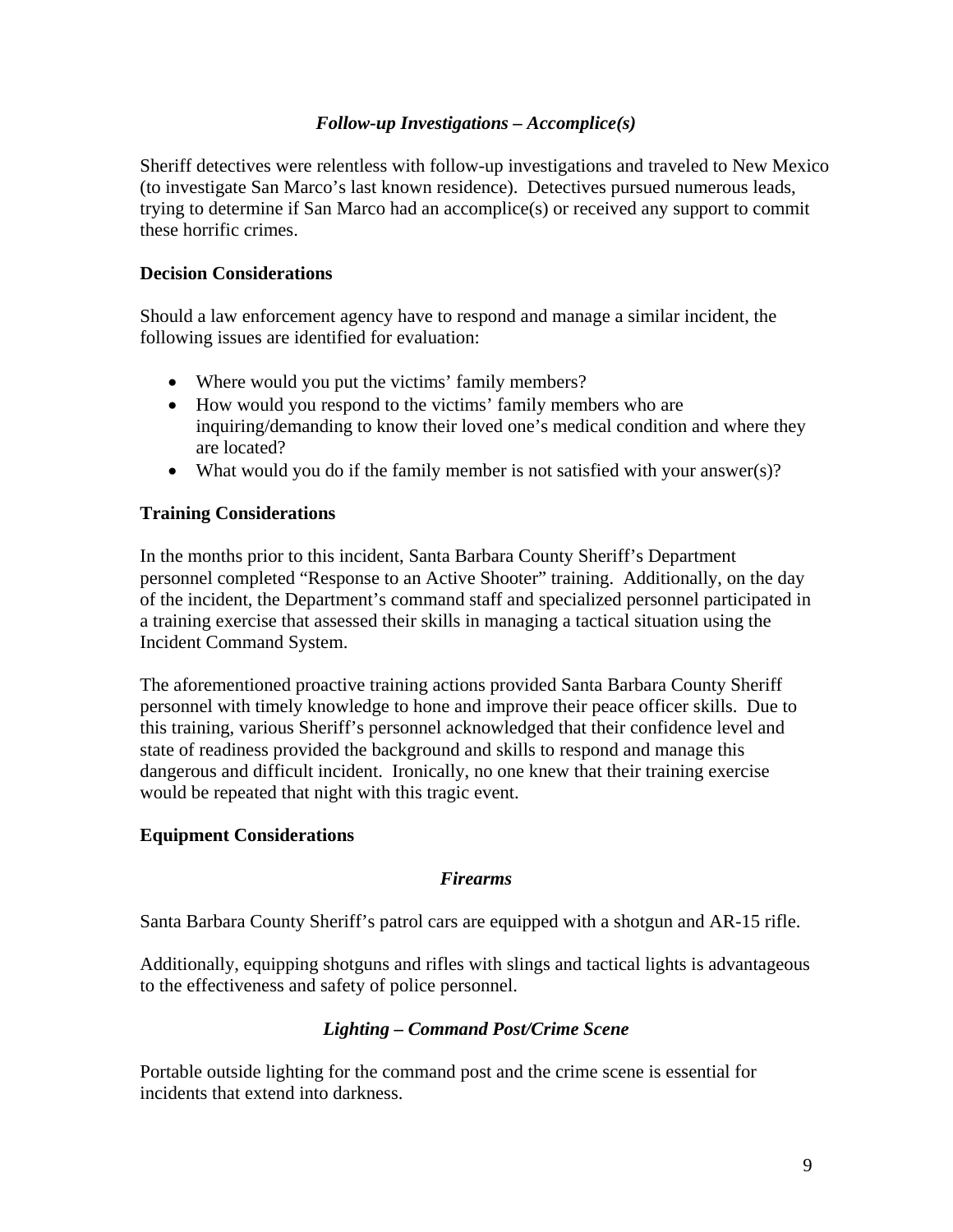*Follow-up Investigations – Accomplice(s)*

Sheriff detectives were relentless with follow-up investigations and traveled to New Mexico (to investigate San Marco's last known residence). Detectives pursued numerous leads, trying to determine if San Marco had an accomplice(s) or received any support to commit these horrific crimes.

**Decision Considerations**

Should a law enforcement agency have to respond and manage a similar incident, the following issues are identified for evaluation:

- Where would you put the victims' family members?
- How would you respond to the victims' family members who are inquiring/demanding to know their loved one's medical condition and where they are located?
- What would you do if the family member is not satisfied with your answer(s)?

**Training Considerations**

In the months prior to this incident, Santa Barbara County Sheriff's Department personnel completed "Response to an Active Shooter" training. Additionally, on the day of the incident, the Department's command staff and specialized personnel participated in a training exercise that assessed their skills in managing a tactical situation using the Incident Command System.

The aforementioned proactive training actions provided Santa Barbara County Sheriff personnel with timely knowledge to hone and improve their peace officer skills. Due to this training, various Sheriff's personnel acknowledged that their confidence level and state of readiness provided the background and skills to respond and manage this dangerous and difficult incident. Ironically, no one knew that their training exercise would be repeated that night with this tragic event.

**Equipment Considerations**

*Firearms*

Santa Barbara County Sheriff's patrol cars are equipped with a shotgun and AR-15 rifle.

Additionally, equipping shotguns and rifles with slings and tactical lights is advantageous to the effectiveness and safety of police personnel.

*Lighting – Command Post/Crime Scene*

Portable outside lighting for the command post and the crime scene is essential for incidents that extend into darkness.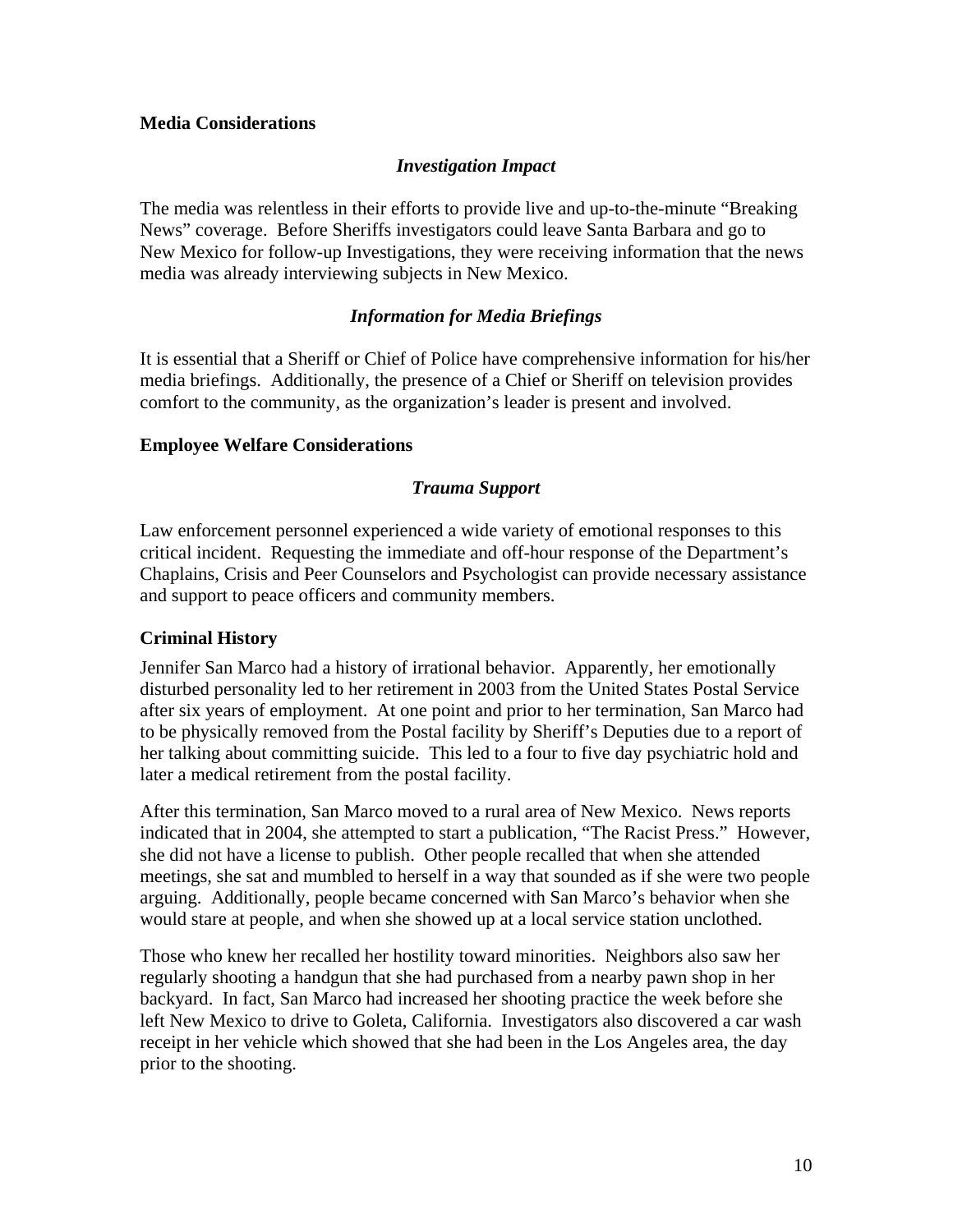## Media Considerations

### *Investigation Impact*

The media was relentless in their efforts to provide live and up-to-the-minute "Breaking News" coverage. Before Sheriffs investigators could leave Santa Barbara and go to New Mexico for follow-up Investigations, they were receiving information that the news media was already interviewing subjects in New Mexico.

### *Information for Media Briefings*

It is essential that a Sheriff or Chief of Police have comprehensive information for his/her media briefings. Additionally, the presence of a Chief or Sheriff on television provides comfort to the community, as the organization's leader is present and involved.

## Employee Welfare Considerations

### *Trauma Support*

Law enforcement personnel experienced a wide variety of emotional responses to this critical incident. Requesting the immediate and off-hour response of the Department's Chaplains, Crisis and Peer Counselors and Psychologist can provide necessary assistance and support to peace officers and community members.

## Criminal History

Jennifer San Marco had a history of irrational behavior. Apparently, her emotionally disturbed personality led to her retirement in 2003 from the United States Postal Service after six years of employment. At one point and prior to her termination, San Marco had to be physically removed from the Postal facility by Sheriff's Deputies due to a report of her talking about committing suicide. This led to a four to five day psychiatric hold and later a medical retirement from the postal facility.

After this termination, San Marco moved to a rural area of New Mexico. News reports indicated that in 2004, she attempted to start a publication, "The Racist Press." However, she did not have a license to publish. Other people recalled that when she attended meetings, she sat and mumbled to herself in a way that sounded as if she were two people arguing. Additionally, people became concerned with San Marco's behavior when she would stare at people, and when she showed up at a local service station unclothed.

Those who knew her recalled her hostility toward minorities. Neighbors also saw her regularly shooting a handgun that she had purchased from a nearby pawn shop in her backyard. In fact, San Marco had increased her shooting practice the week before she left New Mexico to drive to Goleta, California. Investigators also discovered a car wash receipt in her vehicle which showed that she had been in the Los Angeles area, the day prior to the shooting.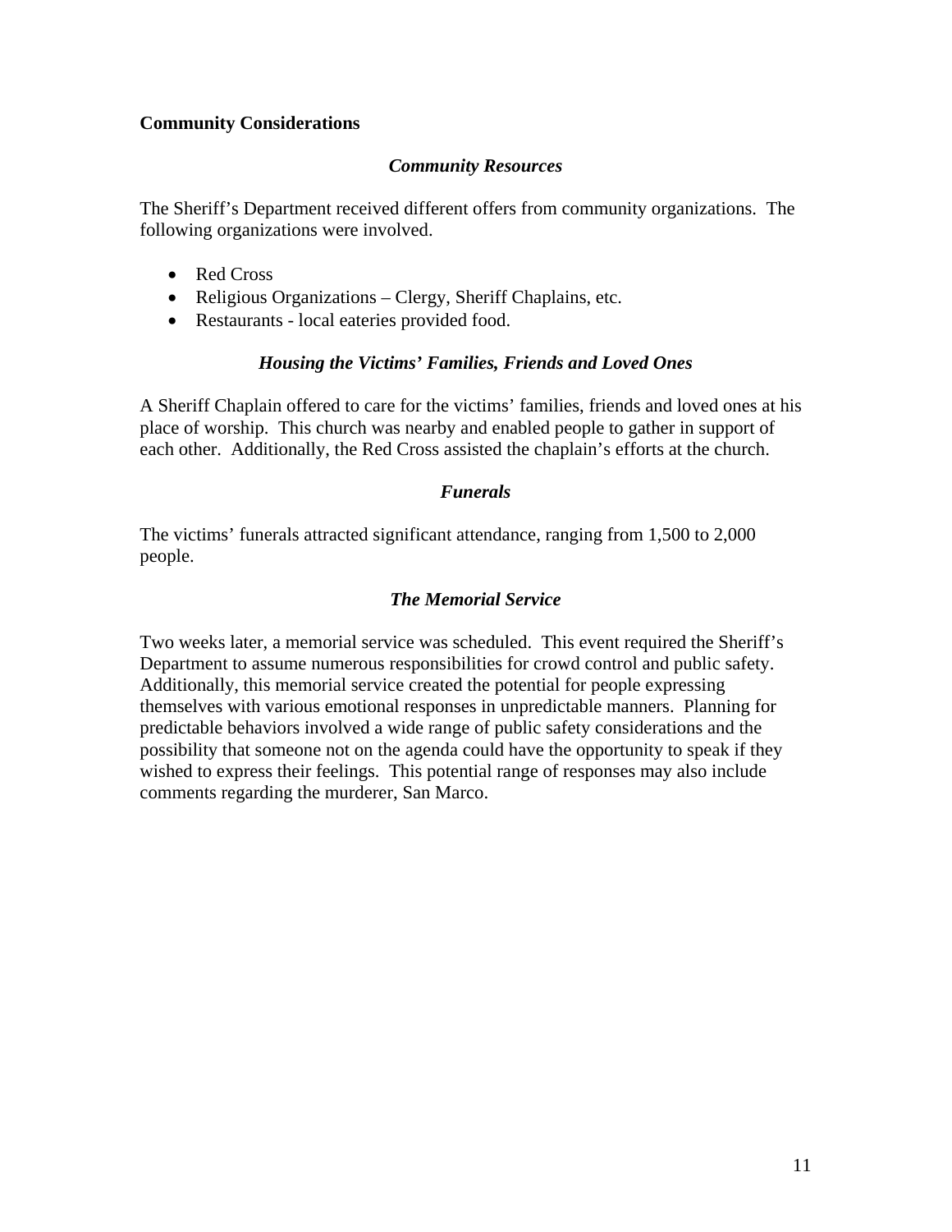**Community Considerations**

### *Community Resources*

The Sheriff's Department received different offers from community organizations. The following organizations were involved.

- Red Cross
- Religious Organizations – Clergy, Sheriff Chaplains, etc.
- Restaurants - local eateries provided food.

### *Housing the Victims' Families, Friends and Loved Ones*

A Sheriff Chaplain offered to care for the victims' families, friends and loved ones at his place of worship. This church was nearby and enabled people to gather in support of each other. Additionally, the Red Cross assisted the chaplain's efforts at the church.

### *Funerals*

The victims' funerals attracted significant attendance, ranging from 1,500 to 2,000 people.

### *The Memorial Service*

Two weeks later, a memorial service was scheduled. This event required the Sheriff's Department to assume numerous responsibilities for crowd control and public safety. Additionally, this memorial service created the potential for people expressing themselves with various emotional responses in unpredictable manners. Planning for predictable behaviors involved a wide range of public safety considerations and the possibility that someone not on the agenda could have the opportunity to speak if they wished to express their feelings. This potential range of responses may also include comments regarding the murderer, San Marco.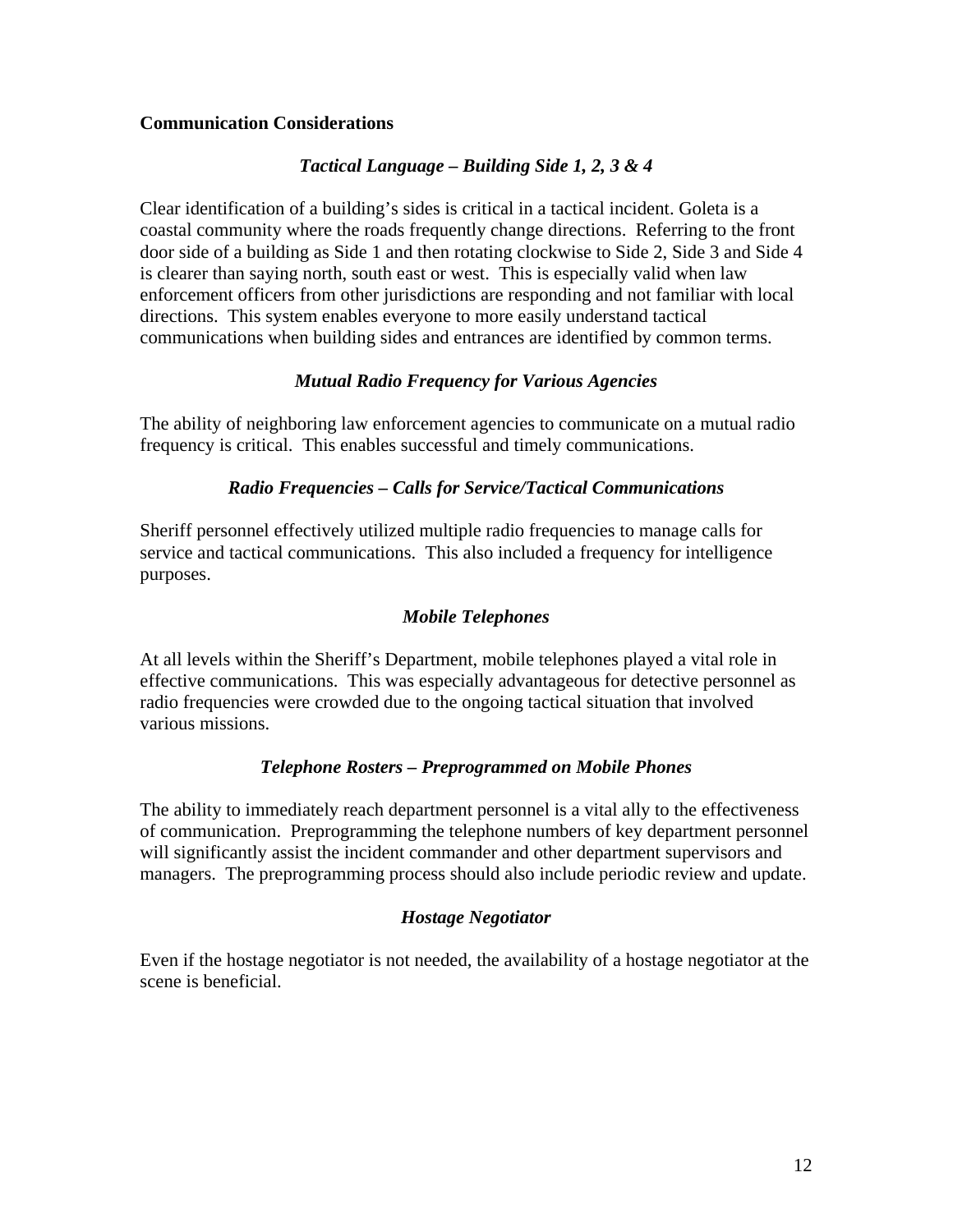## Communication Considerations

### *Tactical Language – Building Side 1, 2, 3 & 4*

Clear identification of a building's sides is critical in a tactical incident. Goleta is a coastal community where the roads frequently change directions. Referring to the front door side of a building as Side 1 and then rotating clockwise to Side 2, Side 3 and Side 4 is clearer than saying north, south east or west. This is especially valid when law enforcement officers from other jurisdictions are responding and not familiar with local directions. This system enables everyone to more easily understand tactical communications when building sides and entrances are identified by common terms.

### *Mutual Radio Frequency for Various Agencies*

The ability of neighboring law enforcement agencies to communicate on a mutual radio frequency is critical. This enables successful and timely communications.

### *Radio Frequencies – Calls for Service/Tactical Communications*

Sheriff personnel effectively utilized multiple radio frequencies to manage calls for service and tactical communications. This also included a frequency for intelligence purposes.

### *Mobile Telephones*

At all levels within the Sheriff's Department, mobile telephones played a vital role in effective communications. This was especially advantageous for detective personnel as radio frequencies were crowded due to the ongoing tactical situation that involved various missions.

### *Telephone Rosters – Preprogrammed on Mobile Phones*

The ability to immediately reach department personnel is a vital ally to the effectiveness of communication. Preprogramming the telephone numbers of key department personnel will significantly assist the incident commander and other department supervisors and managers. The preprogramming process should also include periodic review and update.

### *Hostage Negotiator*

Even if the hostage negotiator is not needed, the availability of a hostage negotiator at the scene is beneficial.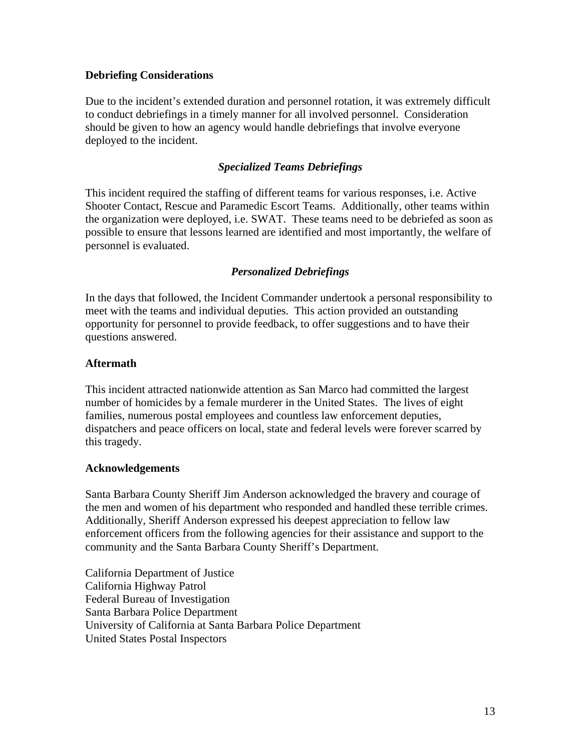## Debriefing Considerations

Due to the incident's extended duration and personnel rotation, it was extremely difficult to conduct debriefings in a timely manner for all involved personnel. Consideration should be given to how an agency would handle debriefings that involve everyone deployed to the incident.

### *Specialized Teams Debriefings*

This incident required the staffing of different teams for various responses, i.e. Active Shooter Contact, Rescue and Paramedic Escort Teams. Additionally, other teams within the organization were deployed, i.e. SWAT. These teams need to be debriefed as soon as possible to ensure that lessons learned are identified and most importantly, the welfare of personnel is evaluated.

### *Personalized Debriefings*

In the days that followed, the Incident Commander undertook a personal responsibility to meet with the teams and individual deputies. This action provided an outstanding opportunity for personnel to provide feedback, to offer suggestions and to have their questions answered.

## Aftermath

This incident attracted nationwide attention as San Marco had committed the largest number of homicides by a female murderer in the United States. The lives of eight families, numerous postal employees and countless law enforcement deputies, dispatchers and peace officers on local, state and federal levels were forever scarred by this tragedy.

## Acknowledgements

Santa Barbara County Sheriff Jim Anderson acknowledged the bravery and courage of the men and women of his department who responded and handled these terrible crimes. Additionally, Sheriff Anderson expressed his deepest appreciation to fellow law enforcement officers from the following agencies for their assistance and support to the community and the Santa Barbara County Sheriff's Department.

California Department of Justice
California Highway Patrol
Federal Bureau of Investigation
Santa Barbara Police Department
University of California at Santa Barbara Police Department
United States Postal Inspectors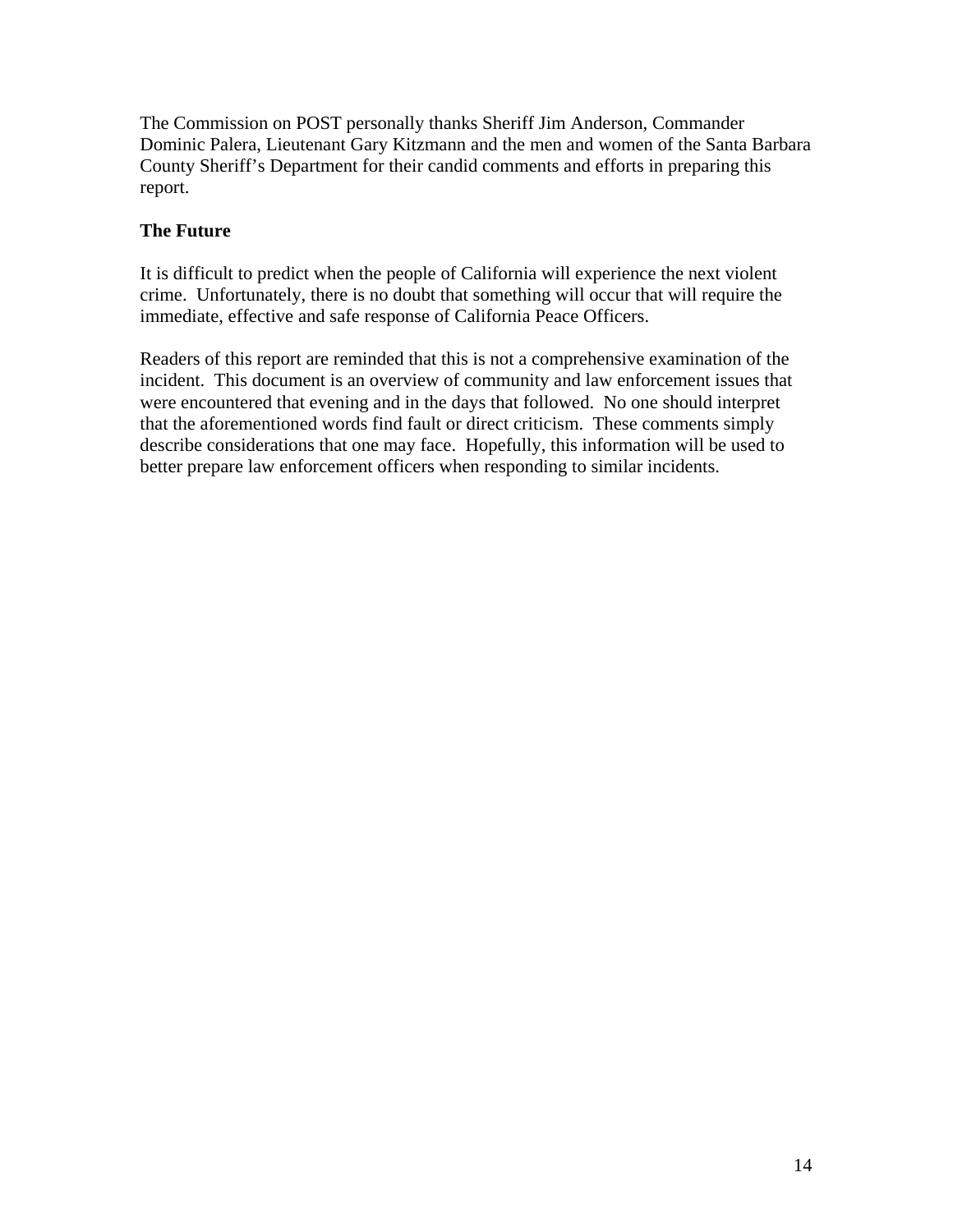The Commission on POST personally thanks Sheriff Jim Anderson, Commander Dominic Palera, Lieutenant Gary Kitzmann and the men and women of the Santa Barbara County Sheriff's Department for their candid comments and efforts in preparing this report.

**The Future**

It is difficult to predict when the people of California will experience the next violent crime. Unfortunately, there is no doubt that something will occur that will require the immediate, effective and safe response of California Peace Officers.

Readers of this report are reminded that this is not a comprehensive examination of the incident. This document is an overview of community and law enforcement issues that were encountered that evening and in the days that followed. No one should interpret that the aforementioned words find fault or direct criticism. These comments simply describe considerations that one may face. Hopefully, this information will be used to better prepare law enforcement officers when responding to similar incidents.